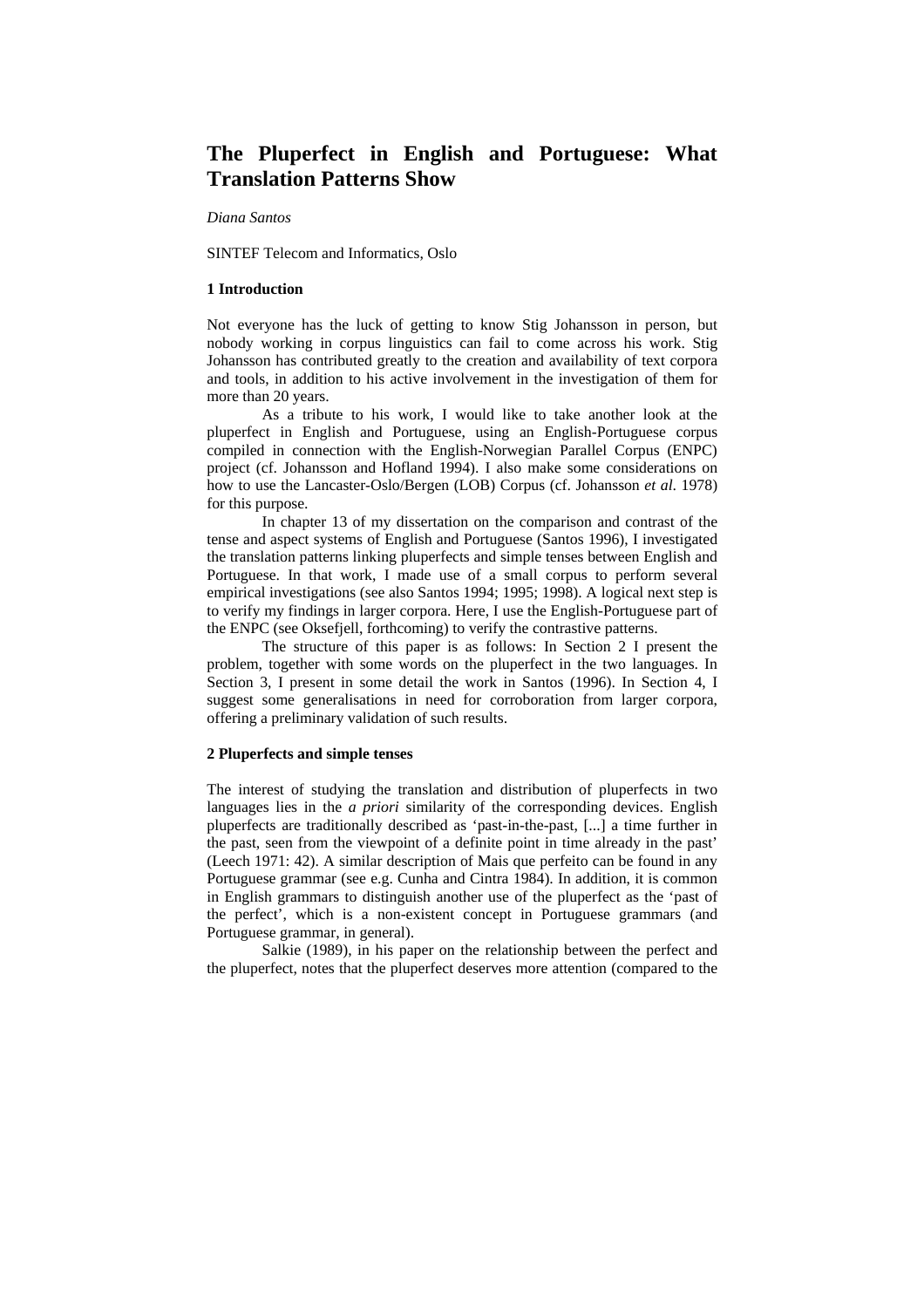# The Pluperfect in English and Portuguese: What Translation Patterns Show

*Diana Santos*

SINTEF Telecom and Informatics, Oslo

## 1 Introduction

Not everyone has the luck of getting to know Stig Johansson in person, but nobody working in corpus linguistics can fail to come across his work. Stig Johansson has contributed greatly to the creation and availability of text corpora and tools, in addition to his active involvement in the investigation of them for more than 20 years.

As a tribute to his work, I would like to take another look at the pluperfect in English and Portuguese, using an English-Portuguese corpus compiled in connection with the English-Norwegian Parallel Corpus (ENPC) project (cf. Johansson and Hofland 1994). I also make some considerations on how to use the Lancaster-Oslo/Bergen (LOB) Corpus (cf. Johansson *et al*. 1978) for this purpose.

In chapter 13 of my dissertation on the comparison and contrast of the tense and aspect systems of English and Portuguese (Santos 1996), I investigated the translation patterns linking pluperfects and simple tenses between English and Portuguese. In that work, I made use of a small corpus to perform several empirical investigations (see also Santos 1994; 1995; 1998). A logical next step is to verify my findings in larger corpora. Here, I use the English-Portuguese part of the ENPC (see Oksefjell, forthcoming) to verify the contrastive patterns.

The structure of this paper is as follows: In Section 2 I present the problem, together with some words on the pluperfect in the two languages. In Section 3, I present in some detail the work in Santos (1996). In Section 4, I suggest some generalisations in need for corroboration from larger corpora, offering a preliminary validation of such results.

## 2 Pluperfects and simple tenses

The interest of studying the translation and distribution of pluperfects in two languages lies in the *a priori* similarity of the corresponding devices. English pluperfects are traditionally described as 'past-in-the-past, [...] a time further in the past, seen from the viewpoint of a definite point in time already in the past' (Leech 1971: 42). A similar description of Mais que perfeito can be found in any Portuguese grammar (see e.g. Cunha and Cintra 1984). In addition, it is common in English grammars to distinguish another use of the pluperfect as the 'past of the perfect', which is a non-existent concept in Portuguese grammars (and Portuguese grammar, in general).

Salkie (1989), in his paper on the relationship between the perfect and the pluperfect, notes that the pluperfect deserves more attention (compared to the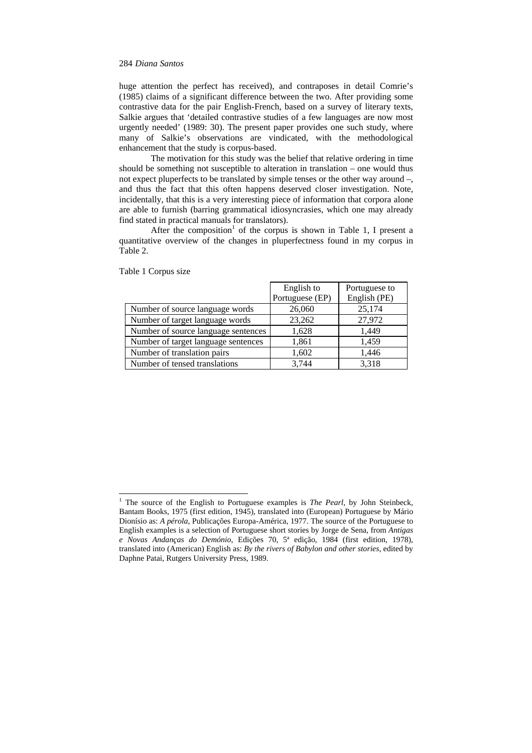huge attention the perfect has received), and contraposes in detail Comrie's (1985) claims of a significant difference between the two. After providing some contrastive data for the pair English-French, based on a survey of literary texts, Salkie argues that 'detailed contrastive studies of a few languages are now most urgently needed' (1989: 30). The present paper provides one such study, where many of Salkie's observations are vindicated, with the methodological enhancement that the study is corpus-based.

The motivation for this study was the belief that relative ordering in time should be something not susceptible to alteration in translation – one would thus not expect pluperfects to be translated by simple tenses or the other way around –, and thus the fact that this often happens deserved closer investigation. Note, incidentally, that this is a very interesting piece of information that corpora alone are able to furnish (barring grammatical idiosyncrasies, which one may already find stated in practical manuals for translators).

After the composition[1] of the corpus is shown in Table 1, I present a quantitative overview of the changes in pluperfectness found in my corpus in Table 2.

Table 1 Corpus size

| | English to Portuguese (EP) | Portuguese to English (PE) |
|---|---|---|
| Number of source language words | 26,060 | 25,174 |
| Number of target language words | 23,262 | 27,972 |
| Number of source language sentences | 1,628 | 1,449 |
| Number of target language sentences | 1,861 | 1,459 |
| Number of translation pairs | 1,602 | 1,446 |
| Number of tensed translations | 3,744 | 3,318 |

[1] The source of the English to Portuguese examples is *The Pearl*, by John Steinbeck, Bantam Books, 1975 (first edition, 1945), translated into (European) Portuguese by Mário Dionísio as: *A pérola*, Publicações Europa-América, 1977. The source of the Portuguese to English examples is a selection of Portuguese short stories by Jorge de Sena, from *Antigas e Novas Andanças do Demónio*, Edições 70, 5ª edição, 1984 (first edition, 1978), translated into (American) English as: *By the rivers of Babylon and other stories*, edited by Daphne Patai, Rutgers University Press, 1989.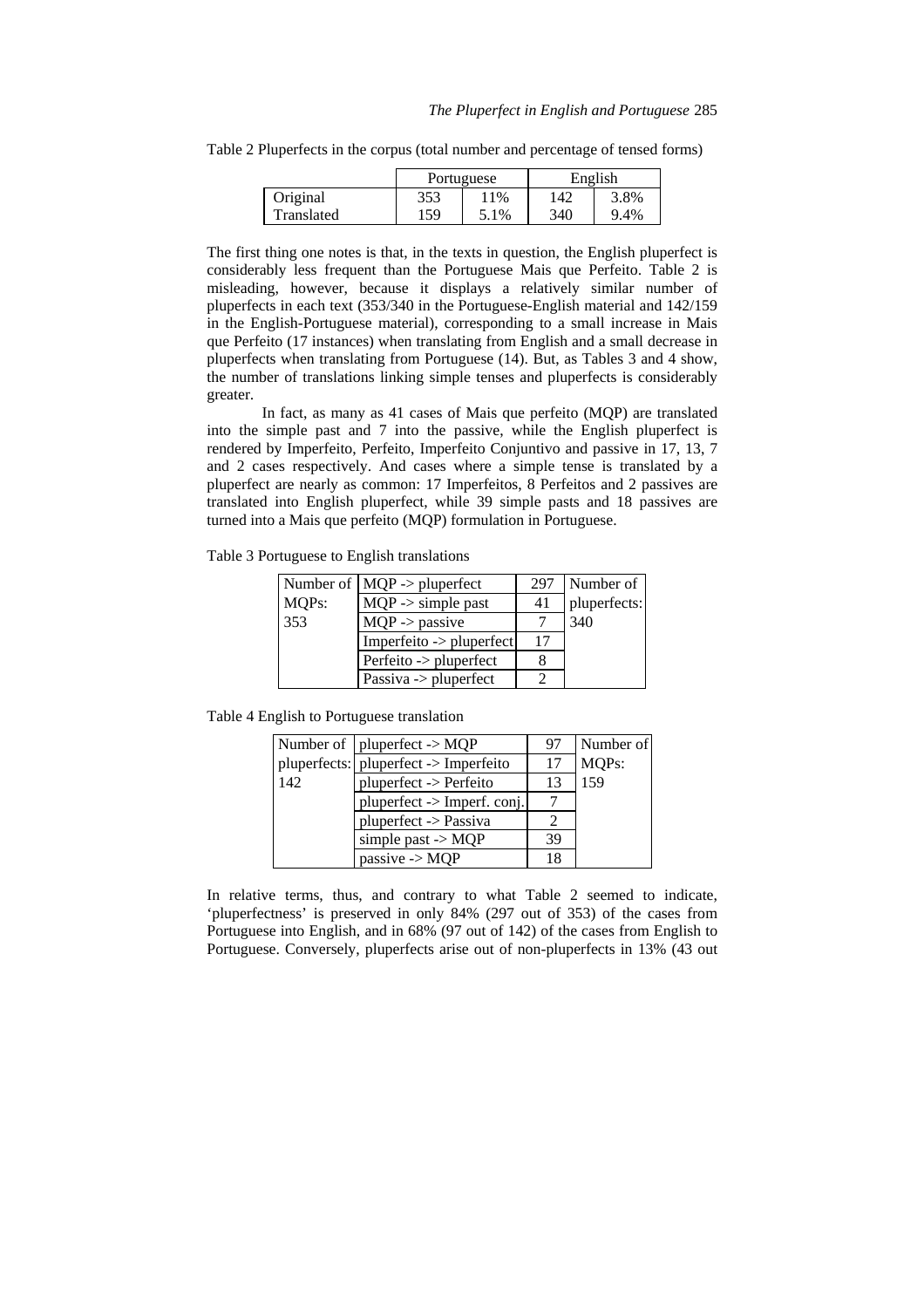Table 2 Pluperfects in the corpus (total number and percentage of tensed forms)

| | Portuguese | | English | |
|---|---|---|---|---|
| Original | 353 | 11% | 142 | 3.8% |
| Translated | 159 | 5.1% | 340 | 9.4% |

The first thing one notes is that, in the texts in question, the English pluperfect is considerably less frequent than the Portuguese Mais que Perfeito. Table 2 is misleading, however, because it displays a relatively similar number of pluperfects in each text (353/340 in the Portuguese-English material and 142/159 in the English-Portuguese material), corresponding to a small increase in Mais que Perfeito (17 instances) when translating from English and a small decrease in pluperfects when translating from Portuguese (14). But, as Tables 3 and 4 show, the number of translations linking simple tenses and pluperfects is considerably greater.

In fact, as many as 41 cases of Mais que perfeito (MQP) are translated into the simple past and 7 into the passive, while the English pluperfect is rendered by Imperfeito, Perfeito, Imperfeito Conjuntivo and passive in 17, 13, 7 and 2 cases respectively. And cases where a simple tense is translated by a pluperfect are nearly as common: 17 Imperfeitos, 8 Perfeitos and 2 passives are translated into English pluperfect, while 39 simple pasts and 18 passives are turned into a Mais que perfeito (MQP) formulation in Portuguese.

Table 3 Portuguese to English translations

| | | | |
|---|---|---|---|
| Number of MQPs: 353 | MQP -> pluperfect | 297 | Number of pluperfects: 340 |
| | MQP -> simple past | 41 | |
| | MQP -> passive | 7 | |
| | Imperfeito -> pluperfect | 17 | |
| | Perfeito -> pluperfect | 8 | |
| | Passiva -> pluperfect | 2 | |

Table 4 English to Portuguese translation

| | | | |
|---|---|---|---|
| Number of pluperfects: 142 | pluperfect -> MQP | 97 | Number of MQPs: 159 |
| | pluperfect -> Imperfeito | 17 | |
| | pluperfect -> Perfeito | 13 | |
| | pluperfect -> Imperf. conj. | 7 | |
| | pluperfect -> Passiva | 2 | |
| | simple past -> MQP | 39 | |
| | passive -> MQP | 18 | |

In relative terms, thus, and contrary to what Table 2 seemed to indicate, 'pluperfectness' is preserved in only 84% (297 out of 353) of the cases from Portuguese into English, and in 68% (97 out of 142) of the cases from English to Portuguese. Conversely, pluperfects arise out of non-pluperfects in 13% (43 out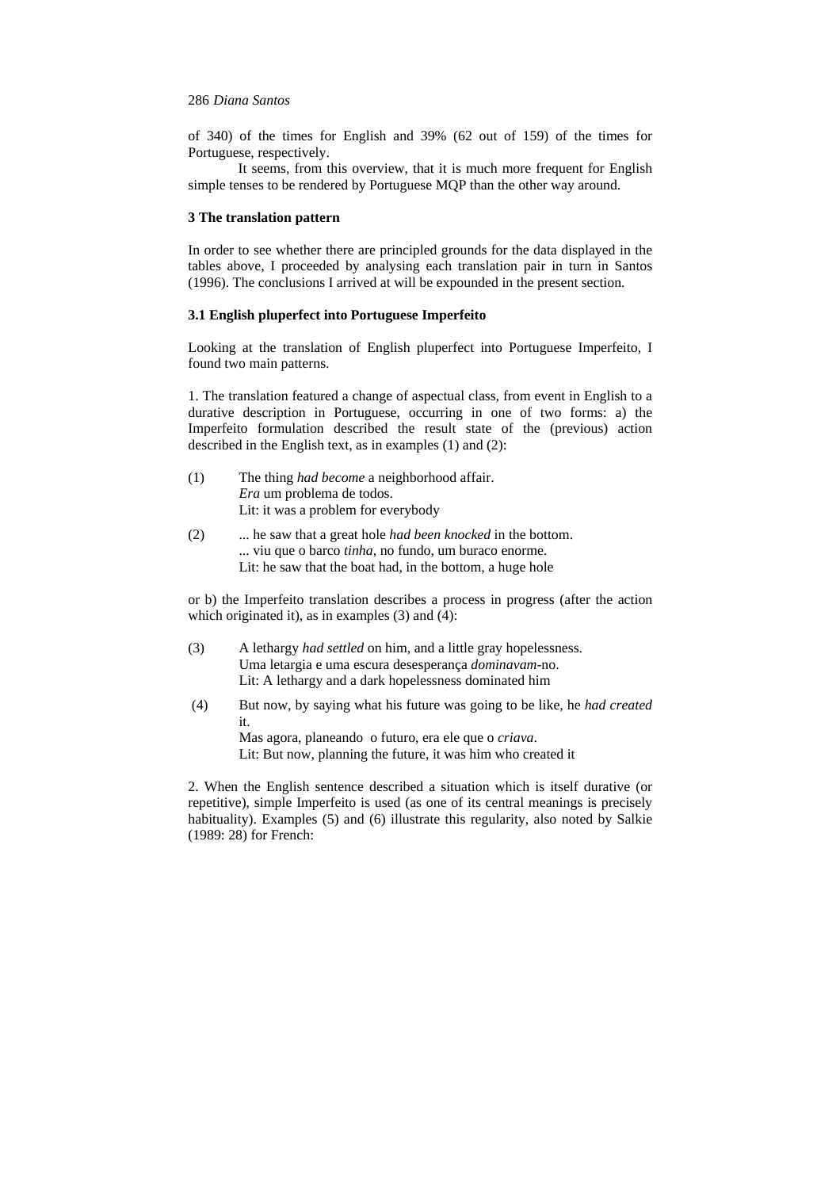of 340) of the times for English and 39% (62 out of 159) of the times for Portuguese, respectively.

It seems, from this overview, that it is much more frequent for English simple tenses to be rendered by Portuguese MQP than the other way around.

## 3 The translation pattern

In order to see whether there are principled grounds for the data displayed in the tables above, I proceeded by analysing each translation pair in turn in Santos (1996). The conclusions I arrived at will be expounded in the present section.

### 3.1 English pluperfect into Portuguese Imperfeito

Looking at the translation of English pluperfect into Portuguese Imperfeito, I found two main patterns.

1. The translation featured a change of aspectual class, from event in English to a durative description in Portuguese, occurring in one of two forms: a) the Imperfeito formulation described the result state of the (previous) action described in the English text, as in examples (1) and (2):

(1) The thing *had become* a neighborhood affair.
*Era* um problema de todos.
Lit: it was a problem for everybody

(2) ... he saw that a great hole *had been knocked* in the bottom.
... viu que o barco *tinha*, no fundo, um buraco enorme.
Lit: he saw that the boat had, in the bottom, a huge hole

or b) the Imperfeito translation describes a process in progress (after the action which originated it), as in examples (3) and (4):

(3) A lethargy *had settled* on him, and a little gray hopelessness.
Uma letargia e uma escura desesperança *dominavam*-no.
Lit: A lethargy and a dark hopelessness dominated him

(4) But now, by saying what his future was going to be like, he *had created* it.
Mas agora, planeando o futuro, era ele que o *criava*.
Lit: But now, planning the future, it was him who created it

2. When the English sentence described a situation which is itself durative (or repetitive), simple Imperfeito is used (as one of its central meanings is precisely habituality). Examples (5) and (6) illustrate this regularity, also noted by Salkie (1989: 28) for French: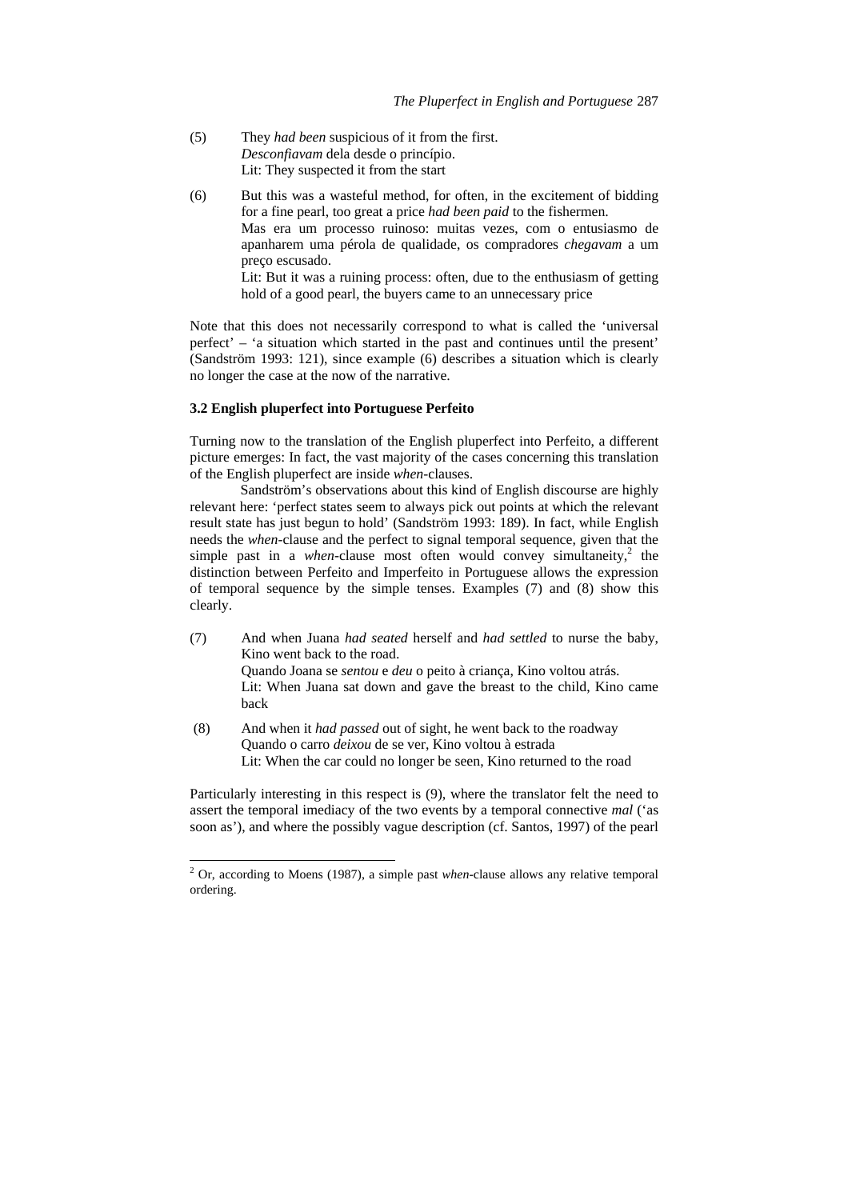(5) They *had been* suspicious of it from the first.
*Desconfiavam* dela desde o princípio.
Lit: They suspected it from the start

(6) But this was a wasteful method, for often, in the excitement of bidding for a fine pearl, too great a price *had been paid* to the fishermen.
Mas era um processo ruinoso: muitas vezes, com o entusiasmo de apanharem uma pérola de qualidade, os compradores *chegavam* a um preço escusado.
Lit: But it was a ruining process: often, due to the enthusiasm of getting hold of a good pearl, the buyers came to an unnecessary price

Note that this does not necessarily correspond to what is called the 'universal perfect' – 'a situation which started in the past and continues until the present' (Sandström 1993: 121), since example (6) describes a situation which is clearly no longer the case at the now of the narrative.

### 3.2 English pluperfect into Portuguese Perfeito

Turning now to the translation of the English pluperfect into Perfeito, a different picture emerges: In fact, the vast majority of the cases concerning this translation of the English pluperfect are inside *when*-clauses.

Sandström's observations about this kind of English discourse are highly relevant here: 'perfect states seem to always pick out points at which the relevant result state has just begun to hold' (Sandström 1993: 189). In fact, while English needs the *when*-clause and the perfect to signal temporal sequence, given that the simple past in a *when*-clause most often would convey simultaneity,[2] the distinction between Perfeito and Imperfeito in Portuguese allows the expression of temporal sequence by the simple tenses. Examples (7) and (8) show this clearly.

(7) And when Juana *had seated* herself and *had settled* to nurse the baby, Kino went back to the road.
Quando Joana se *sentou* e *deu* o peito à criança, Kino voltou atrás.
Lit: When Juana sat down and gave the breast to the child, Kino came back

(8) And when it *had passed* out of sight, he went back to the roadway
Quando o carro *deixou* de se ver, Kino voltou à estrada
Lit: When the car could no longer be seen, Kino returned to the road

Particularly interesting in this respect is (9), where the translator felt the need to assert the temporal imediacy of the two events by a temporal connective *mal* ('as soon as'), and where the possibly vague description (cf. Santos, 1997) of the pearl

[2] Or, according to Moens (1987), a simple past *when*-clause allows any relative temporal ordering.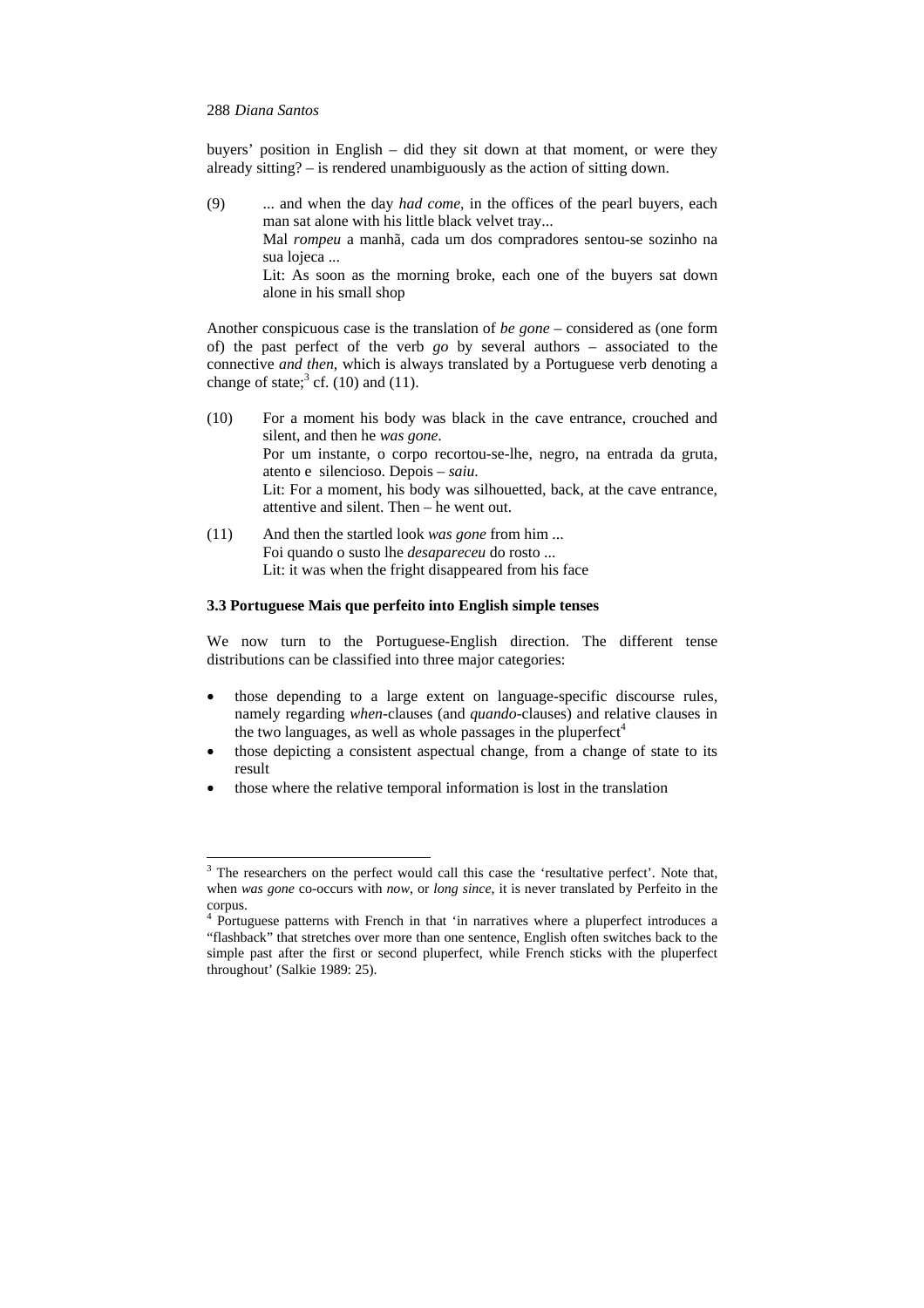buyers' position in English – did they sit down at that moment, or were they already sitting? – is rendered unambiguously as the action of sitting down.

(9) ... and when the day *had come*, in the offices of the pearl buyers, each man sat alone with his little black velvet tray...
Mal *rompeu* a manhã, cada um dos compradores sentou-se sozinho na sua lojeca ...
Lit: As soon as the morning broke, each one of the buyers sat down alone in his small shop

Another conspicuous case is the translation of *be gone* – considered as (one form of) the past perfect of the verb *go* by several authors – associated to the connective *and then*, which is always translated by a Portuguese verb denoting a change of state;[3] cf. (10) and (11).

(10) For a moment his body was black in the cave entrance, crouched and silent, and then he *was gone*.
Por um instante, o corpo recortou-se-lhe, negro, na entrada da gruta, atento e silencioso. Depois – *saiu*.
Lit: For a moment, his body was silhouetted, back, at the cave entrance, attentive and silent. Then – he went out.

(11) And then the startled look *was gone* from him ...
Foi quando o susto lhe *desapareceu* do rosto ...
Lit: it was when the fright disappeared from his face

### 3.3 Portuguese Mais que perfeito into English simple tenses

We now turn to the Portuguese-English direction. The different tense distributions can be classified into three major categories:

- those depending to a large extent on language-specific discourse rules, namely regarding *when*-clauses (and *quando*-clauses) and relative clauses in the two languages, as well as whole passages in the pluperfect[4]
- those depicting a consistent aspectual change, from a change of state to its result
- those where the relative temporal information is lost in the translation

[3] The researchers on the perfect would call this case the 'resultative perfect'. Note that, when *was gone* co-occurs with *now*, or *long since*, it is never translated by Perfeito in the corpus.

[4] Portuguese patterns with French in that 'in narratives where a pluperfect introduces a "flashback" that stretches over more than one sentence, English often switches back to the simple past after the first or second pluperfect, while French sticks with the pluperfect throughout' (Salkie 1989: 25).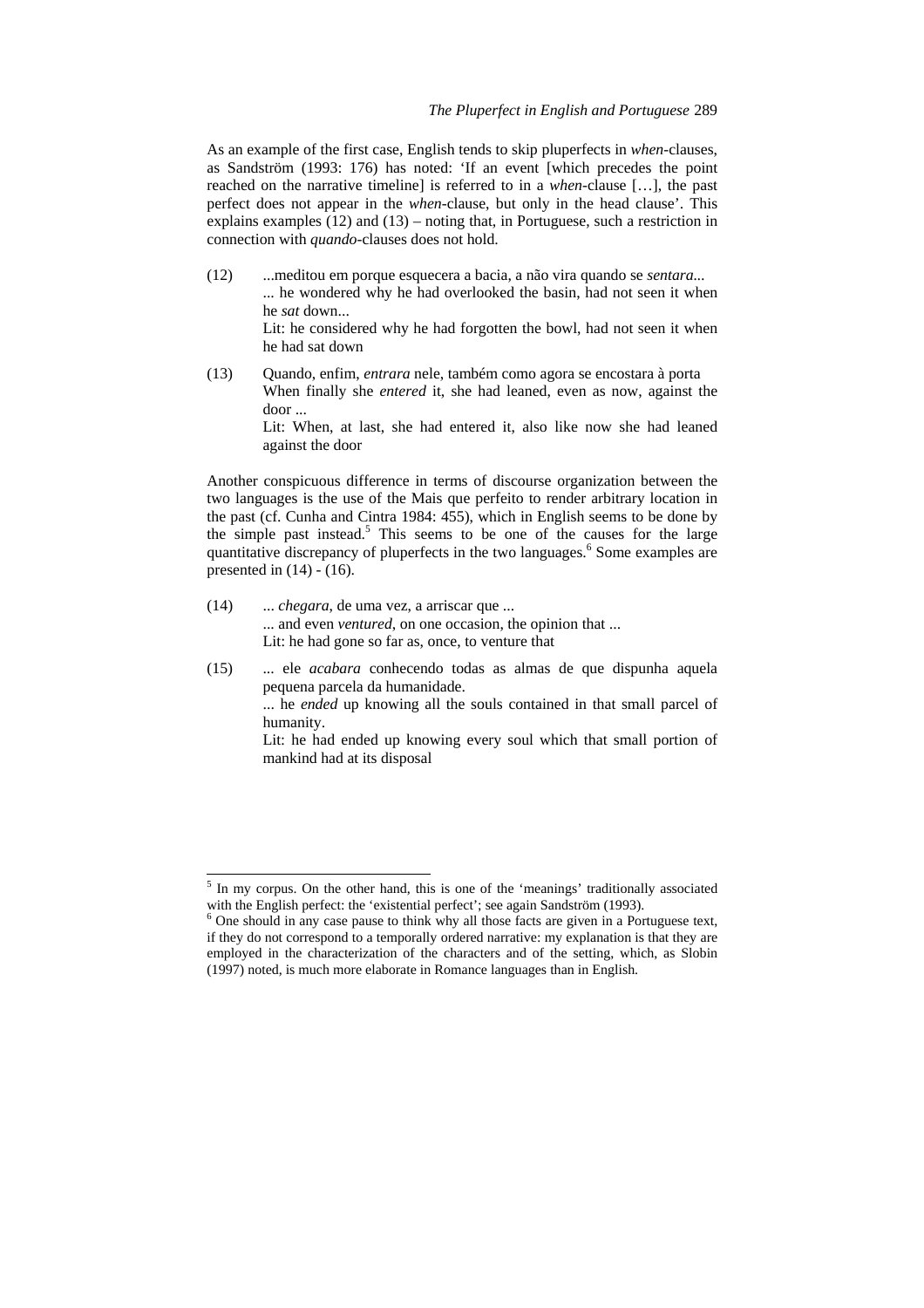As an example of the first case, English tends to skip pluperfects in *when*-clauses, as Sandström (1993: 176) has noted: 'If an event [which precedes the point reached on the narrative timeline] is referred to in a *when*-clause […], the past perfect does not appear in the *when*-clause, but only in the head clause'. This explains examples (12) and (13) – noting that, in Portuguese, such a restriction in connection with *quando*-clauses does not hold.

(12) ...meditou em porque esquecera a bacia, a não vira quando se *sentara*...
... he wondered why he had overlooked the basin, had not seen it when he *sat* down...
Lit: he considered why he had forgotten the bowl, had not seen it when he had sat down

(13) Quando, enfim, *entrara* nele, também como agora se encostara à porta
When finally she *entered* it, she had leaned, even as now, against the door ...
Lit: When, at last, she had entered it, also like now she had leaned against the door

Another conspicuous difference in terms of discourse organization between the two languages is the use of the Mais que perfeito to render arbitrary location in the past (cf. Cunha and Cintra 1984: 455), which in English seems to be done by the simple past instead.[5] This seems to be one of the causes for the large quantitative discrepancy of pluperfects in the two languages.[6] Some examples are presented in (14) - (16).

(14) ... *chegara*, de uma vez, a arriscar que ...
... and even *ventured*, on one occasion, the opinion that ...
Lit: he had gone so far as, once, to venture that

(15) ... ele *acabara* conhecendo todas as almas de que dispunha aquela pequena parcela da humanidade.
... he *ended* up knowing all the souls contained in that small parcel of humanity.
Lit: he had ended up knowing every soul which that small portion of mankind had at its disposal

---

[5] In my corpus. On the other hand, this is one of the 'meanings' traditionally associated with the English perfect: the 'existential perfect'; see again Sandström (1993).

[6] One should in any case pause to think why all those facts are given in a Portuguese text, if they do not correspond to a temporally ordered narrative: my explanation is that they are employed in the characterization of the characters and of the setting, which, as Slobin (1997) noted, is much more elaborate in Romance languages than in English.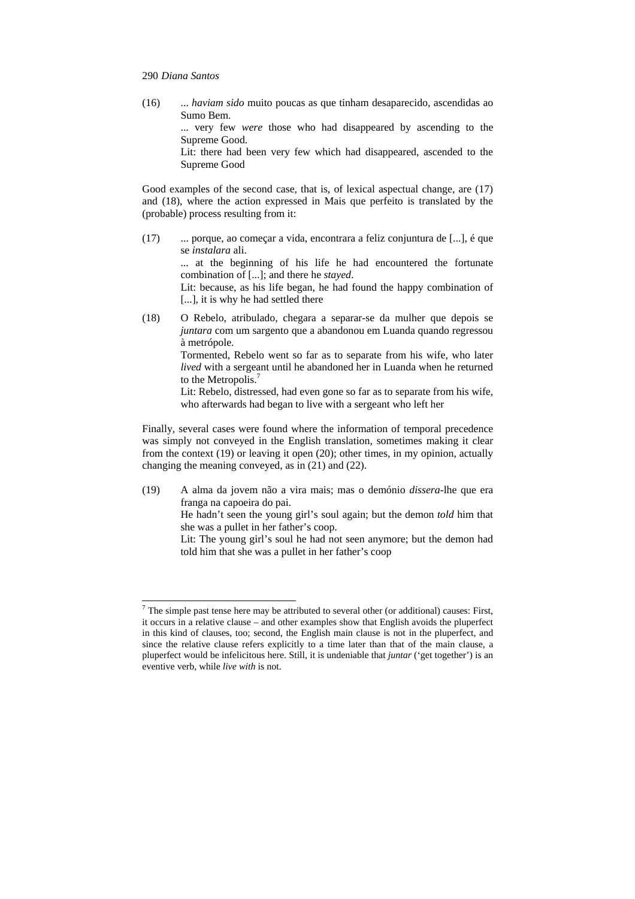(16) ... *haviam sido* muito poucas as que tinham desaparecido, ascendidas ao Sumo Bem.
... very few *were* those who had disappeared by ascending to the Supreme Good.
Lit: there had been very few which had disappeared, ascended to the Supreme Good

Good examples of the second case, that is, of lexical aspectual change, are (17) and (18), where the action expressed in Mais que perfeito is translated by the (probable) process resulting from it:

(17) ... porque, ao começar a vida, encontrara a feliz conjuntura de [...], é que se *instalara* ali.
... at the beginning of his life he had encountered the fortunate combination of [...]; and there he *stayed*.
Lit: because, as his life began, he had found the happy combination of [...], it is why he had settled there

(18) O Rebelo, atribulado, chegara a separar-se da mulher que depois se *juntara* com um sargento que a abandonou em Luanda quando regressou à metrópole.
Tormented, Rebelo went so far as to separate from his wife, who later *lived* with a sergeant until he abandoned her in Luanda when he returned to the Metropolis.[7]
Lit: Rebelo, distressed, had even gone so far as to separate from his wife, who afterwards had began to live with a sergeant who left her

Finally, several cases were found where the information of temporal precedence was simply not conveyed in the English translation, sometimes making it clear from the context (19) or leaving it open (20); other times, in my opinion, actually changing the meaning conveyed, as in (21) and (22).

(19) A alma da jovem não a vira mais; mas o demónio *dissera*-lhe que era franga na capoeira do pai.
He hadn't seen the young girl's soul again; but the demon *told* him that she was a pullet in her father's coop.
Lit: The young girl's soul he had not seen anymore; but the demon had told him that she was a pullet in her father's coop

---

[7] The simple past tense here may be attributed to several other (or additional) causes: First, it occurs in a relative clause – and other examples show that English avoids the pluperfect in this kind of clauses, too; second, the English main clause is not in the pluperfect, and since the relative clause refers explicitly to a time later than that of the main clause, a pluperfect would be infelicitous here. Still, it is undeniable that *juntar* ('get together') is an eventive verb, while *live with* is not.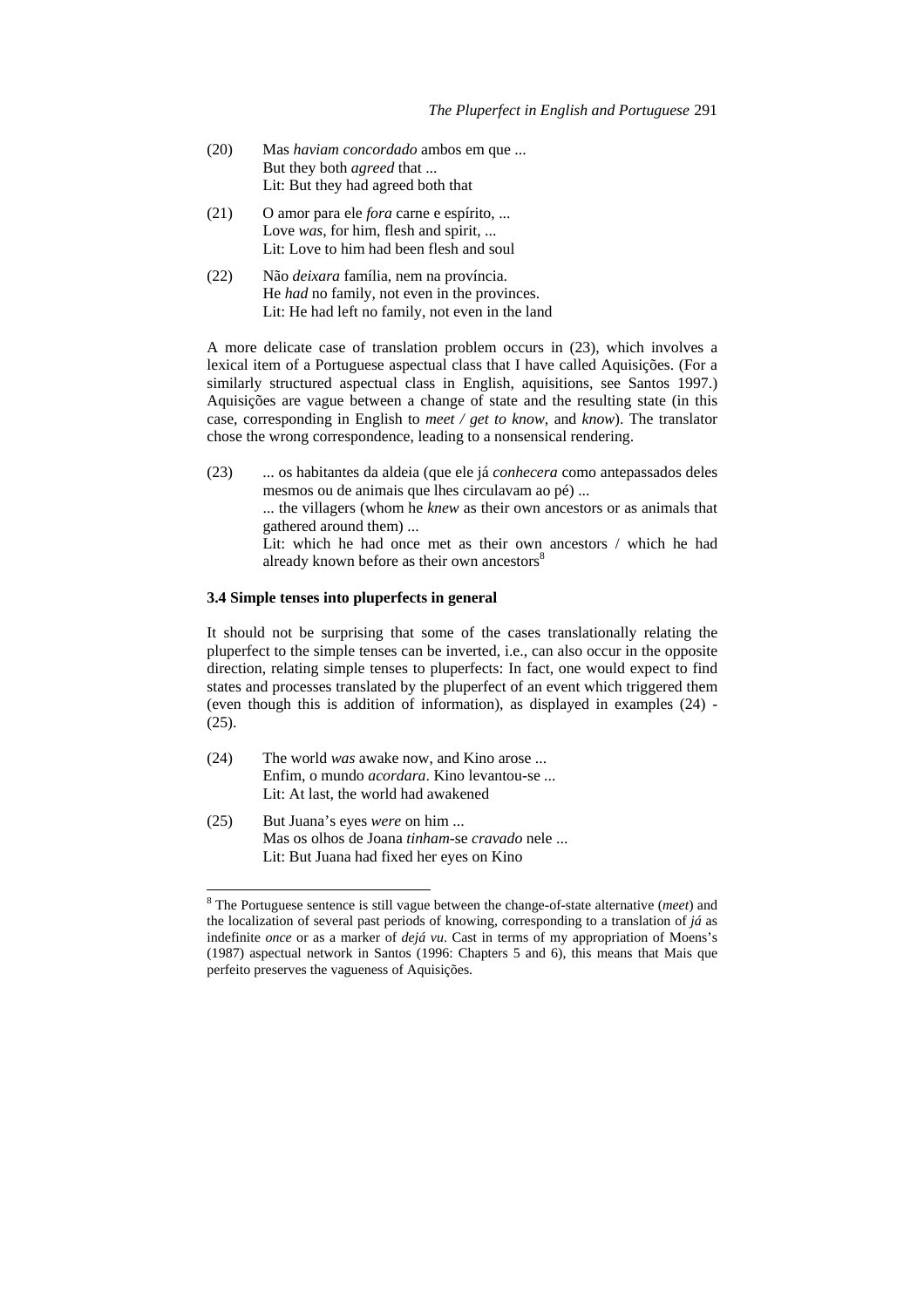(20) Mas *haviam concordado* ambos em que ...
But they both *agreed* that ...
Lit: But they had agreed both that

(21) O amor para ele *fora* carne e espírito, ...
Love *was*, for him, flesh and spirit, ...
Lit: Love to him had been flesh and soul

(22) Não *deixara* família, nem na província.
He *had* no family, not even in the provinces.
Lit: He had left no family, not even in the land

A more delicate case of translation problem occurs in (23), which involves a lexical item of a Portuguese aspectual class that I have called Aquisições. (For a similarly structured aspectual class in English, aquisitions, see Santos 1997.) Aquisições are vague between a change of state and the resulting state (in this case, corresponding in English to *meet / get to know*, and *know*). The translator chose the wrong correspondence, leading to a nonsensical rendering.

(23) ... os habitantes da aldeia (que ele já *conhecera* como antepassados deles mesmos ou de animais que lhes circulavam ao pé) ...
... the villagers (whom he *knew* as their own ancestors or as animals that gathered around them) ...
Lit: which he had once met as their own ancestors / which he had already known before as their own ancestors[8]

### 3.4 Simple tenses into pluperfects in general

It should not be surprising that some of the cases translationally relating the pluperfect to the simple tenses can be inverted, i.e., can also occur in the opposite direction, relating simple tenses to pluperfects: In fact, one would expect to find states and processes translated by the pluperfect of an event which triggered them (even though this is addition of information), as displayed in examples (24) - (25).

(24) The world *was* awake now, and Kino arose ...
Enfim, o mundo *acordara*. Kino levantou-se ...
Lit: At last, the world had awakened

(25) But Juana's eyes *were* on him ...
Mas os olhos de Joana *tinham*-se *cravado* nele ...
Lit: But Juana had fixed her eyes on Kino

---

[8] The Portuguese sentence is still vague between the change-of-state alternative (*meet*) and the localization of several past periods of knowing, corresponding to a translation of *já* as indefinite *once* or as a marker of *dejá vu*. Cast in terms of my appropriation of Moens's (1987) aspectual network in Santos (1996: Chapters 5 and 6), this means that Mais que perfeito preserves the vagueness of Aquisições.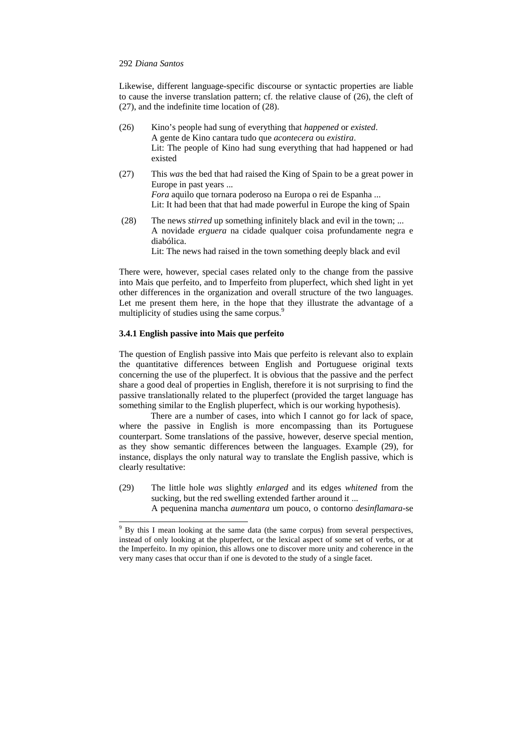Likewise, different language-specific discourse or syntactic properties are liable to cause the inverse translation pattern; cf. the relative clause of (26), the cleft of (27), and the indefinite time location of (28).

(26) Kino's people had sung of everything that *happened* or *existed*.
A gente de Kino cantara tudo que *acontecera* ou *existira*.
Lit: The people of Kino had sung everything that had happened or had existed

(27) This *was* the bed that had raised the King of Spain to be a great power in Europe in past years ...
*Fora* aquilo que tornara poderoso na Europa o rei de Espanha ...
Lit: It had been that that had made powerful in Europe the king of Spain

(28) The news *stirred* up something infinitely black and evil in the town; ...
A novidade *erguera* na cidade qualquer coisa profundamente negra e diabólica.
Lit: The news had raised in the town something deeply black and evil

There were, however, special cases related only to the change from the passive into Mais que perfeito, and to Imperfeito from pluperfect, which shed light in yet other differences in the organization and overall structure of the two languages. Let me present them here, in the hope that they illustrate the advantage of a multiplicity of studies using the same corpus.[9]

### 3.4.1 English passive into Mais que perfeito

The question of English passive into Mais que perfeito is relevant also to explain the quantitative differences between English and Portuguese original texts concerning the use of the pluperfect. It is obvious that the passive and the perfect share a good deal of properties in English, therefore it is not surprising to find the passive translationally related to the pluperfect (provided the target language has something similar to the English pluperfect, which is our working hypothesis).

There are a number of cases, into which I cannot go for lack of space, where the passive in English is more encompassing than its Portuguese counterpart. Some translations of the passive, however, deserve special mention, as they show semantic differences between the languages. Example (29), for instance, displays the only natural way to translate the English passive, which is clearly resultative:

(29) The little hole *was* slightly *enlarged* and its edges *whitened* from the sucking, but the red swelling extended farther around it ...
A pequenina mancha *aumentara* um pouco, o contorno *desinflamara*-se

[9] By this I mean looking at the same data (the same corpus) from several perspectives, instead of only looking at the pluperfect, or the lexical aspect of some set of verbs, or at the Imperfeito. In my opinion, this allows one to discover more unity and coherence in the very many cases that occur than if one is devoted to the study of a single facet.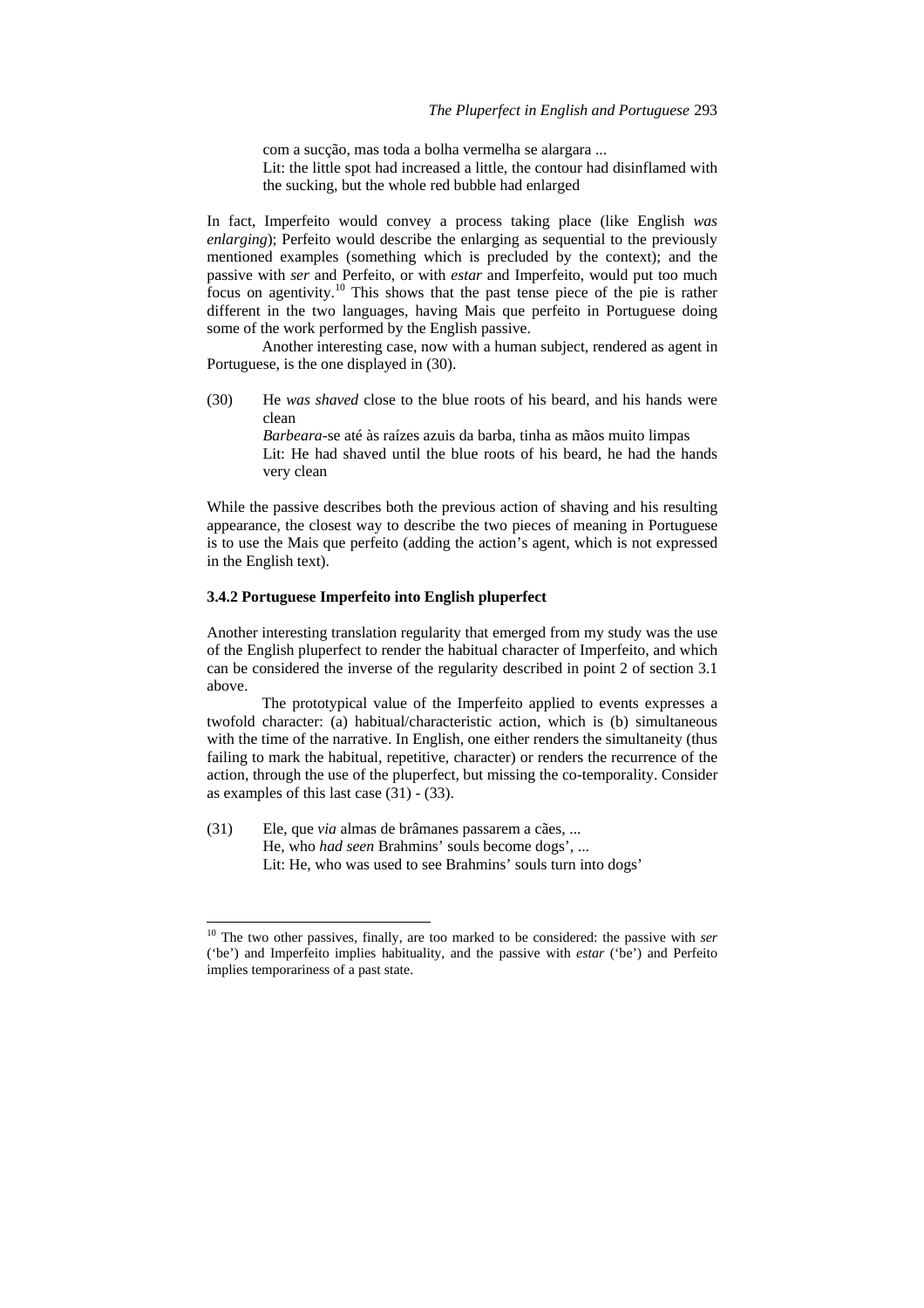com a sucção, mas toda a bolha vermelha se alargara ...
Lit: the little spot had increased a little, the contour had disinflamed with the sucking, but the whole red bubble had enlarged

In fact, Imperfeito would convey a process taking place (like English *was enlarging*); Perfeito would describe the enlarging as sequential to the previously mentioned examples (something which is precluded by the context); and the passive with *ser* and Perfeito, or with *estar* and Imperfeito, would put too much focus on agentivity.[10] This shows that the past tense piece of the pie is rather different in the two languages, having Mais que perfeito in Portuguese doing some of the work performed by the English passive.

Another interesting case, now with a human subject, rendered as agent in Portuguese, is the one displayed in (30).

(30) He *was shaved* close to the blue roots of his beard, and his hands were clean
*Barbeara*-se até às raízes azuis da barba, tinha as mãos muito limpas
Lit: He had shaved until the blue roots of his beard, he had the hands very clean

While the passive describes both the previous action of shaving and his resulting appearance, the closest way to describe the two pieces of meaning in Portuguese is to use the Mais que perfeito (adding the action's agent, which is not expressed in the English text).

### 3.4.2 Portuguese Imperfeito into English pluperfect

Another interesting translation regularity that emerged from my study was the use of the English pluperfect to render the habitual character of Imperfeito, and which can be considered the inverse of the regularity described in point 2 of section 3.1 above.

The prototypical value of the Imperfeito applied to events expresses a twofold character: (a) habitual/characteristic action, which is (b) simultaneous with the time of the narrative. In English, one either renders the simultaneity (thus failing to mark the habitual, repetitive, character) or renders the recurrence of the action, through the use of the pluperfect, but missing the co-temporality. Consider as examples of this last case (31) - (33).

(31) Ele, que *via* almas de brâmanes passarem a cães, ...
He, who *had seen* Brahmins' souls become dogs', ...
Lit: He, who was used to see Brahmins' souls turn into dogs'

---

[10] The two other passives, finally, are too marked to be considered: the passive with *ser* ('be') and Imperfeito implies habituality, and the passive with *estar* ('be') and Perfeito implies temporariness of a past state.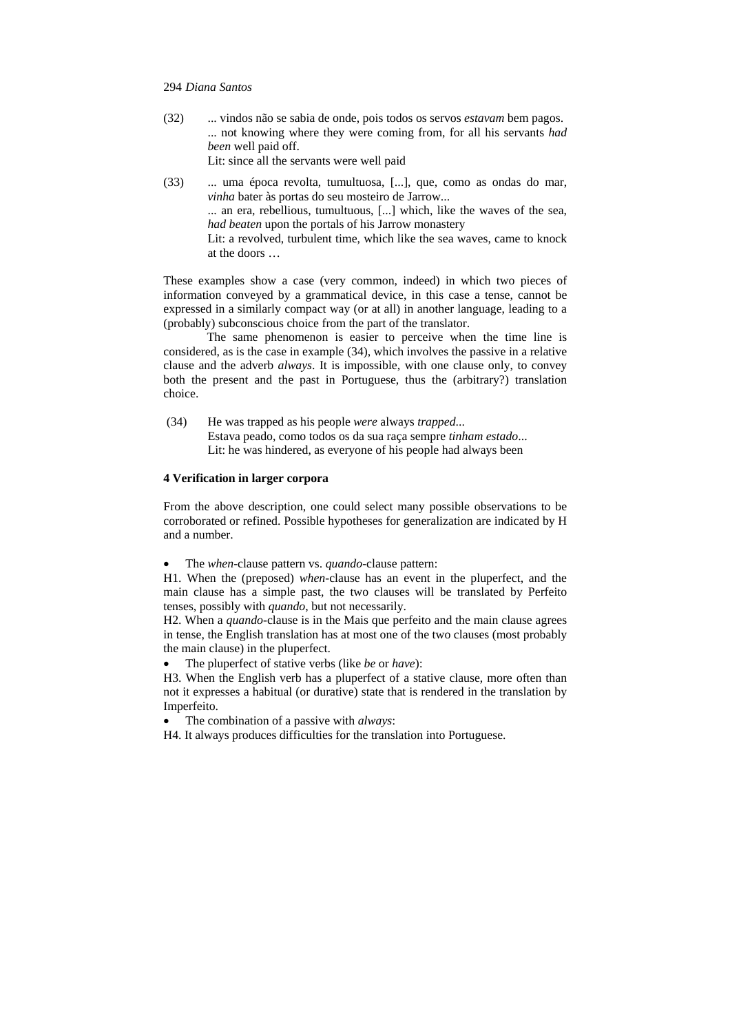(32) ... vindos não se sabia de onde, pois todos os servos *estavam* bem pagos.
... not knowing where they were coming from, for all his servants *had been* well paid off.
Lit: since all the servants were well paid

(33) ... uma época revolta, tumultuosa, [...], que, como as ondas do mar, *vinha* bater às portas do seu mosteiro de Jarrow...
... an era, rebellious, tumultuous, [...] which, like the waves of the sea, *had beaten* upon the portals of his Jarrow monastery
Lit: a revolved, turbulent time, which like the sea waves, came to knock at the doors …

These examples show a case (very common, indeed) in which two pieces of information conveyed by a grammatical device, in this case a tense, cannot be expressed in a similarly compact way (or at all) in another language, leading to a (probably) subconscious choice from the part of the translator.

The same phenomenon is easier to perceive when the time line is considered, as is the case in example (34), which involves the passive in a relative clause and the adverb *always*. It is impossible, with one clause only, to convey both the present and the past in Portuguese, thus the (arbitrary?) translation choice.

(34) He was trapped as his people *were* always *trapped*...
Estava peado, como todos os da sua raça sempre *tinham estado*...
Lit: he was hindered, as everyone of his people had always been

**4 Verification in larger corpora**

From the above description, one could select many possible observations to be corroborated or refined. Possible hypotheses for generalization are indicated by H and a number.

- The *when*-clause pattern vs. *quando*-clause pattern:

H1. When the (preposed) *when*-clause has an event in the pluperfect, and the main clause has a simple past, the two clauses will be translated by Perfeito tenses, possibly with *quando*, but not necessarily.

H2. When a *quando*-clause is in the Mais que perfeito and the main clause agrees in tense, the English translation has at most one of the two clauses (most probably the main clause) in the pluperfect.

- The pluperfect of stative verbs (like *be* or *have*):

H3. When the English verb has a pluperfect of a stative clause, more often than not it expresses a habitual (or durative) state that is rendered in the translation by Imperfeito.

- The combination of a passive with *always*:

H4. It always produces difficulties for the translation into Portuguese.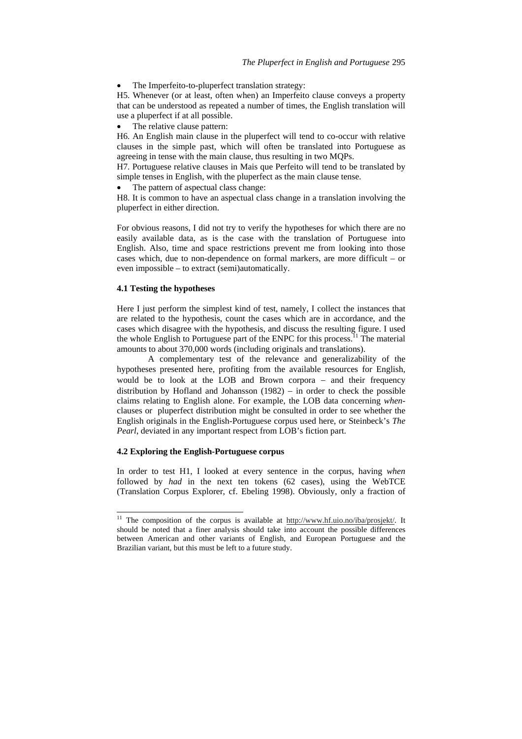- The Imperfeito-to-pluperfect translation strategy:

H5. Whenever (or at least, often when) an Imperfeito clause conveys a property that can be understood as repeated a number of times, the English translation will use a pluperfect if at all possible.

- The relative clause pattern:

H6. An English main clause in the pluperfect will tend to co-occur with relative clauses in the simple past, which will often be translated into Portuguese as agreeing in tense with the main clause, thus resulting in two MQPs.

H7. Portuguese relative clauses in Mais que Perfeito will tend to be translated by simple tenses in English, with the pluperfect as the main clause tense.

- The pattern of aspectual class change:

H8. It is common to have an aspectual class change in a translation involving the pluperfect in either direction.

For obvious reasons, I did not try to verify the hypotheses for which there are no easily available data, as is the case with the translation of Portuguese into English. Also, time and space restrictions prevent me from looking into those cases which, due to non-dependence on formal markers, are more difficult – or even impossible – to extract (semi)automatically.

### 4.1 Testing the hypotheses

Here I just perform the simplest kind of test, namely, I collect the instances that are related to the hypothesis, count the cases which are in accordance, and the cases which disagree with the hypothesis, and discuss the resulting figure. I used the whole English to Portuguese part of the ENPC for this process.[11] The material amounts to about 370,000 words (including originals and translations).

A complementary test of the relevance and generalizability of the hypotheses presented here, profiting from the available resources for English, would be to look at the LOB and Brown corpora – and their frequency distribution by Hofland and Johansson (1982) – in order to check the possible claims relating to English alone. For example, the LOB data concerning *when*-clauses or pluperfect distribution might be consulted in order to see whether the English originals in the English-Portuguese corpus used here, or Steinbeck's *The Pearl*, deviated in any important respect from LOB's fiction part.

### 4.2 Exploring the English-Portuguese corpus

In order to test H1, I looked at every sentence in the corpus, having *when* followed by *had* in the next ten tokens (62 cases), using the WebTCE (Translation Corpus Explorer, cf. Ebeling 1998). Obviously, only a fraction of

---

[11] The composition of the corpus is available at http://www.hf.uio.no/iba/prosjekt/. It should be noted that a finer analysis should take into account the possible differences between American and other variants of English, and European Portuguese and the Brazilian variant, but this must be left to a future study.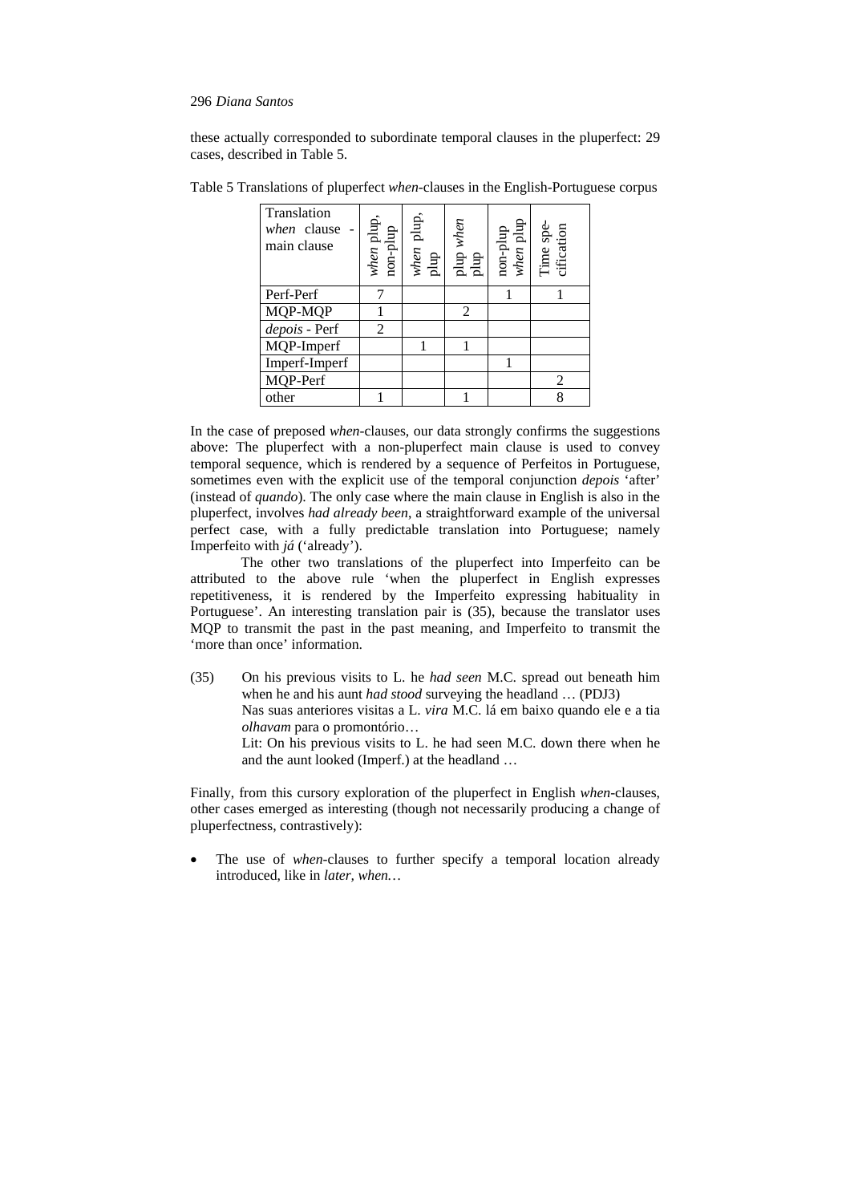these actually corresponded to subordinate temporal clauses in the pluperfect: 29 cases, described in Table 5.

Table 5 Translations of pluperfect *when*-clauses in the English-Portuguese corpus

| Translation *when* clause - main clause | *when* plup, non-plup | *when* plup, plup | plup *when* plup | non-plup *when* plup | Time specification |
|---|---|---|---|---|---|
| Perf-Perf | 7 | | | 1 | 1 |
| MQP-MQP | 1 | | 2 | | |
| *depois* - Perf | 2 | | | | |
| MQP-Imperf | | 1 | 1 | | |
| Imperf-Imperf | | | | 1 | |
| MQP-Perf | | | | | 2 |
| other | 1 | | 1 | | 8 |

In the case of preposed *when*-clauses, our data strongly confirms the suggestions above: The pluperfect with a non-pluperfect main clause is used to convey temporal sequence, which is rendered by a sequence of Perfeitos in Portuguese, sometimes even with the explicit use of the temporal conjunction *depois* 'after' (instead of *quando*). The only case where the main clause in English is also in the pluperfect, involves *had already been*, a straightforward example of the universal perfect case, with a fully predictable translation into Portuguese; namely Imperfeito with *já* ('already').

The other two translations of the pluperfect into Imperfeito can be attributed to the above rule 'when the pluperfect in English expresses repetitiveness, it is rendered by the Imperfeito expressing habituality in Portuguese'. An interesting translation pair is (35), because the translator uses MQP to transmit the past in the past meaning, and Imperfeito to transmit the 'more than once' information.

(35) On his previous visits to L. he *had seen* M.C. spread out beneath him when he and his aunt *had stood* surveying the headland … (PDJ3)
Nas suas anteriores visitas a L. *vira* M.C. lá em baixo quando ele e a tia *olhavam* para o promontório…
Lit: On his previous visits to L. he had seen M.C. down there when he and the aunt looked (Imperf.) at the headland …

Finally, from this cursory exploration of the pluperfect in English *when*-clauses, other cases emerged as interesting (though not necessarily producing a change of pluperfectness, contrastively):

- The use of *when*-clauses to further specify a temporal location already introduced, like in *later, when…*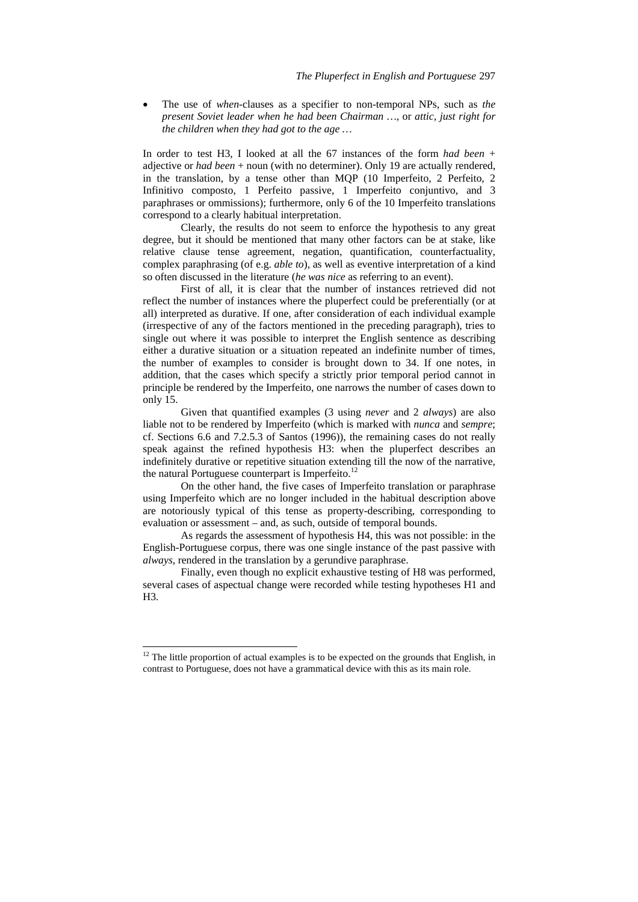- The use of *when*-clauses as a specifier to non-temporal NPs, such as *the present Soviet leader when he had been Chairman* …, or *attic, just right for the children when they had got to the age* …

In order to test H3, I looked at all the 67 instances of the form *had been* + adjective or *had been* + noun (with no determiner). Only 19 are actually rendered, in the translation, by a tense other than MQP (10 Imperfeito, 2 Perfeito, 2 Infinitivo composto, 1 Perfeito passive, 1 Imperfeito conjuntivo, and 3 paraphrases or ommissions); furthermore, only 6 of the 10 Imperfeito translations correspond to a clearly habitual interpretation.

Clearly, the results do not seem to enforce the hypothesis to any great degree, but it should be mentioned that many other factors can be at stake, like relative clause tense agreement, negation, quantification, counterfactuality, complex paraphrasing (of e.g. *able to*), as well as eventive interpretation of a kind so often discussed in the literature (*he was nice* as referring to an event).

First of all, it is clear that the number of instances retrieved did not reflect the number of instances where the pluperfect could be preferentially (or at all) interpreted as durative. If one, after consideration of each individual example (irrespective of any of the factors mentioned in the preceding paragraph), tries to single out where it was possible to interpret the English sentence as describing either a durative situation or a situation repeated an indefinite number of times, the number of examples to consider is brought down to 34. If one notes, in addition, that the cases which specify a strictly prior temporal period cannot in principle be rendered by the Imperfeito, one narrows the number of cases down to only 15.

Given that quantified examples (3 using *never* and 2 *always*) are also liable not to be rendered by Imperfeito (which is marked with *nunca* and *sempre*; cf. Sections 6.6 and 7.2.5.3 of Santos (1996)), the remaining cases do not really speak against the refined hypothesis H3: when the pluperfect describes an indefinitely durative or repetitive situation extending till the now of the narrative, the natural Portuguese counterpart is Imperfeito.[12]

On the other hand, the five cases of Imperfeito translation or paraphrase using Imperfeito which are no longer included in the habitual description above are notoriously typical of this tense as property-describing, corresponding to evaluation or assessment – and, as such, outside of temporal bounds.

As regards the assessment of hypothesis H4, this was not possible: in the English-Portuguese corpus, there was one single instance of the past passive with *always*, rendered in the translation by a gerundive paraphrase.

Finally, even though no explicit exhaustive testing of H8 was performed, several cases of aspectual change were recorded while testing hypotheses H1 and H3.

[12] The little proportion of actual examples is to be expected on the grounds that English, in contrast to Portuguese, does not have a grammatical device with this as its main role.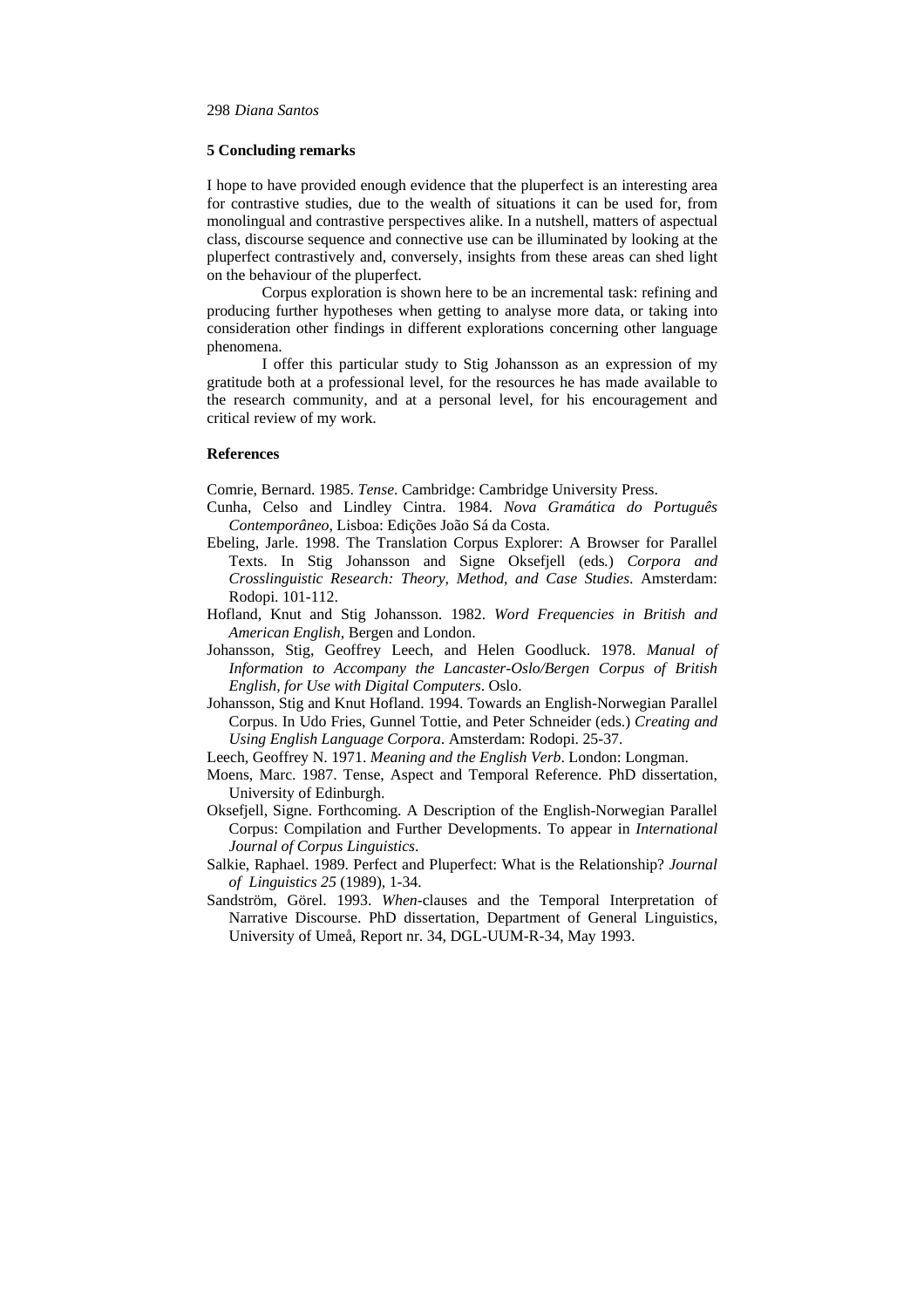## 5 Concluding remarks

I hope to have provided enough evidence that the pluperfect is an interesting area for contrastive studies, due to the wealth of situations it can be used for, from monolingual and contrastive perspectives alike. In a nutshell, matters of aspectual class, discourse sequence and connective use can be illuminated by looking at the pluperfect contrastively and, conversely, insights from these areas can shed light on the behaviour of the pluperfect.

Corpus exploration is shown here to be an incremental task: refining and producing further hypotheses when getting to analyse more data, or taking into consideration other findings in different explorations concerning other language phenomena.

I offer this particular study to Stig Johansson as an expression of my gratitude both at a professional level, for the resources he has made available to the research community, and at a personal level, for his encouragement and critical review of my work.

## References

Comrie, Bernard. 1985. *Tense*. Cambridge: Cambridge University Press.

Cunha, Celso and Lindley Cintra. 1984. *Nova Gramática do Português Contemporâneo*, Lisboa: Edições João Sá da Costa.

Ebeling, Jarle. 1998. The Translation Corpus Explorer: A Browser for Parallel Texts. In Stig Johansson and Signe Oksefjell (eds.) *Corpora and Crosslinguistic Research: Theory, Method, and Case Studies*. Amsterdam: Rodopi. 101-112.

Hofland, Knut and Stig Johansson. 1982. *Word Frequencies in British and American English*, Bergen and London.

Johansson, Stig, Geoffrey Leech, and Helen Goodluck. 1978. *Manual of Information to Accompany the Lancaster-Oslo/Bergen Corpus of British English, for Use with Digital Computers*. Oslo.

Johansson, Stig and Knut Hofland. 1994. Towards an English-Norwegian Parallel Corpus. In Udo Fries, Gunnel Tottie, and Peter Schneider (eds.) *Creating and Using English Language Corpora*. Amsterdam: Rodopi. 25-37.

Leech, Geoffrey N. 1971. *Meaning and the English Verb*. London: Longman.

Moens, Marc. 1987. Tense, Aspect and Temporal Reference. PhD dissertation, University of Edinburgh.

Oksefjell, Signe. Forthcoming. A Description of the English-Norwegian Parallel Corpus: Compilation and Further Developments. To appear in *International Journal of Corpus Linguistics*.

Salkie, Raphael. 1989. Perfect and Pluperfect: What is the Relationship? *Journal of Linguistics 25* (1989), 1-34.

Sandström, Görel. 1993. *When*-clauses and the Temporal Interpretation of Narrative Discourse. PhD dissertation, Department of General Linguistics, University of Umeå, Report nr. 34, DGL-UUM-R-34, May 1993.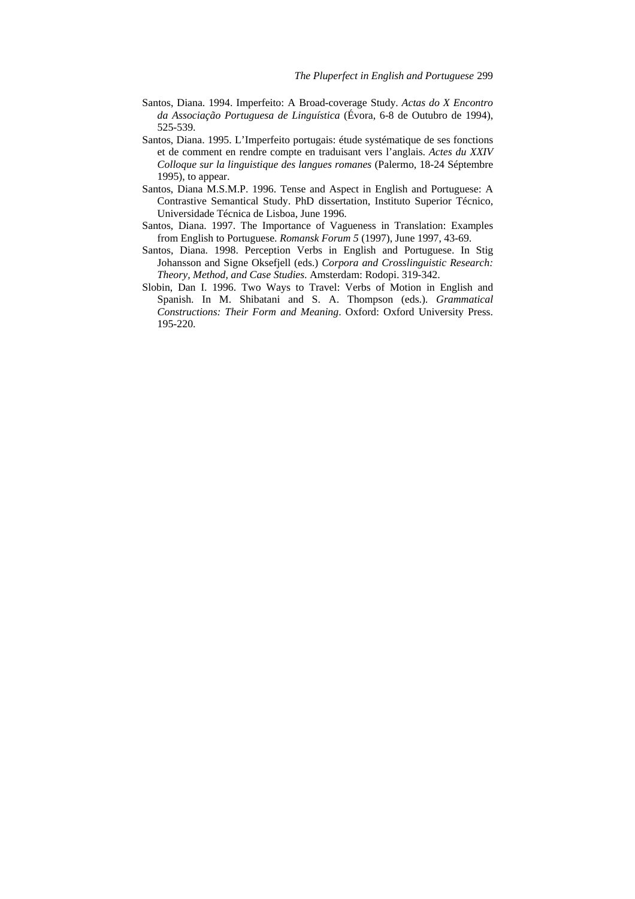Santos, Diana. 1994. Imperfeito: A Broad-coverage Study. *Actas do X Encontro da Associação Portuguesa de Linguística* (Évora, 6-8 de Outubro de 1994), 525-539.

Santos, Diana. 1995. L'Imperfeito portugais: étude systématique de ses fonctions et de comment en rendre compte en traduisant vers l'anglais. *Actes du XXIV Colloque sur la linguistique des langues romanes* (Palermo, 18-24 Séptembre 1995), to appear.

Santos, Diana M.S.M.P. 1996. Tense and Aspect in English and Portuguese: A Contrastive Semantical Study. PhD dissertation, Instituto Superior Técnico, Universidade Técnica de Lisboa, June 1996.

Santos, Diana. 1997. The Importance of Vagueness in Translation: Examples from English to Portuguese. *Romansk Forum 5* (1997), June 1997, 43-69.

Santos, Diana. 1998. Perception Verbs in English and Portuguese. In Stig Johansson and Signe Oksefjell (eds.) *Corpora and Crosslinguistic Research: Theory, Method, and Case Studies.* Amsterdam: Rodopi. 319-342.

Slobin, Dan I. 1996. Two Ways to Travel: Verbs of Motion in English and Spanish. In M. Shibatani and S. A. Thompson (eds.). *Grammatical Constructions: Their Form and Meaning*. Oxford: Oxford University Press. 195-220.